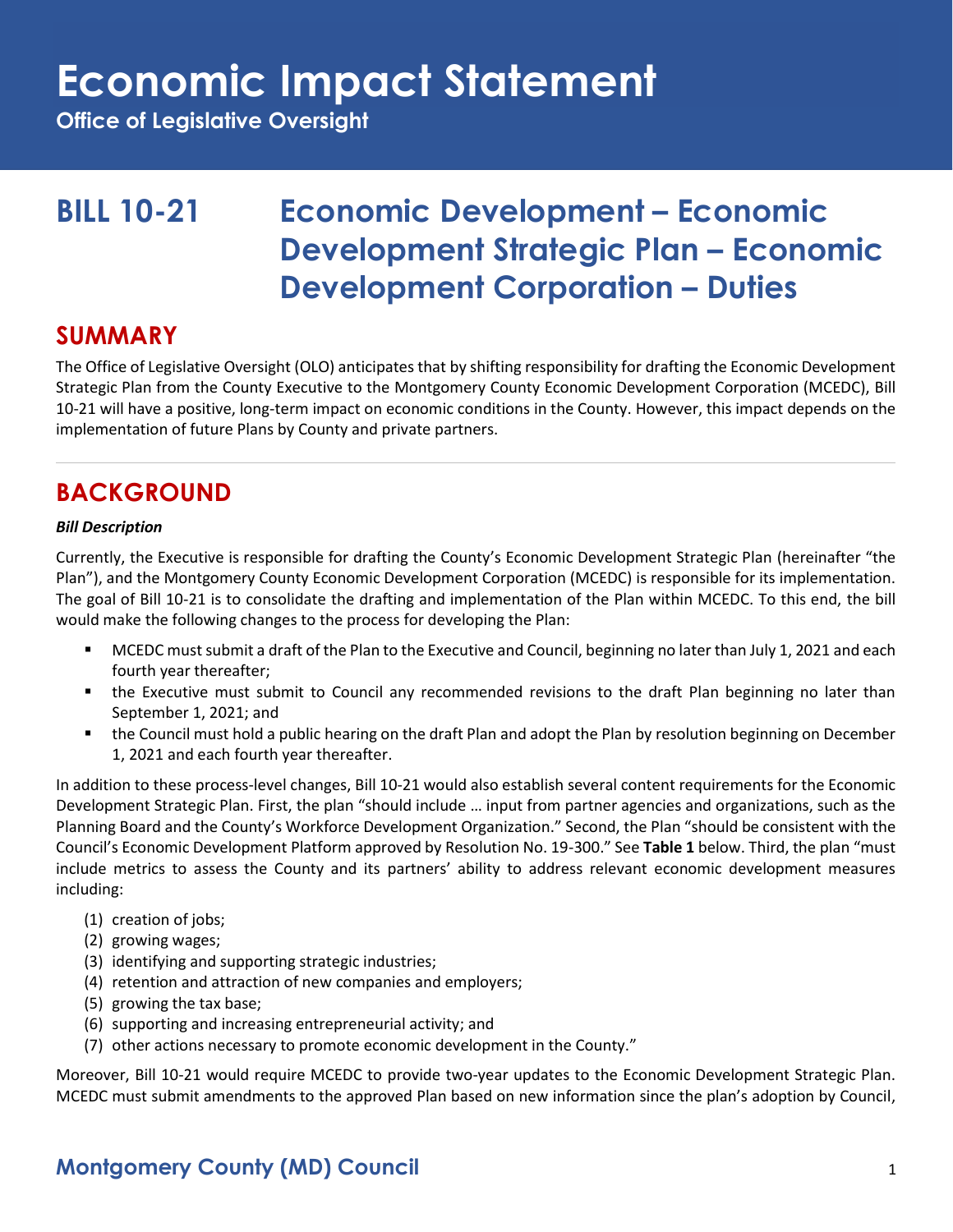# Economic Impact Statement

**Office of Legislative Oversight**

## BILL 10-21 Economic Development – Economic Development Strategic Plan – Economic Development Corporation – Duties

## SUMMARY

The Office of Legislative Oversight (OLO) anticipates that by shifting responsibility for drafting the Economic Development Strategic Plan from the County Executive to the Montgomery County Economic Development Corporation (MCEDC), Bill 10-21 will have a positive, long-term impact on economic conditions in the County. However, this impact depends on the implementation of future Plans by County and private partners.

## BACKGROUND

***Bill Description***

Currently, the Executive is responsible for drafting the County's Economic Development Strategic Plan (hereinafter "the Plan"), and the Montgomery County Economic Development Corporation (MCEDC) is responsible for its implementation. The goal of Bill 10-21 is to consolidate the drafting and implementation of the Plan within MCEDC. To this end, the bill would make the following changes to the process for developing the Plan:

- MCEDC must submit a draft of the Plan to the Executive and Council, beginning no later than July 1, 2021 and each fourth year thereafter;
- the Executive must submit to Council any recommended revisions to the draft Plan beginning no later than September 1, 2021; and
- the Council must hold a public hearing on the draft Plan and adopt the Plan by resolution beginning on December 1, 2021 and each fourth year thereafter.

In addition to these process-level changes, Bill 10-21 would also establish several content requirements for the Economic Development Strategic Plan. First, the plan "should include … input from partner agencies and organizations, such as the Planning Board and the County's Workforce Development Organization." Second, the Plan "should be consistent with the Council's Economic Development Platform approved by Resolution No. 19-300." See **Table 1** below. Third, the plan "must include metrics to assess the County and its partners' ability to address relevant economic development measures including:

(1) creation of jobs;
(2) growing wages;
(3) identifying and supporting strategic industries;
(4) retention and attraction of new companies and employers;
(5) growing the tax base;
(6) supporting and increasing entrepreneurial activity; and
(7) other actions necessary to promote economic development in the County."

Moreover, Bill 10-21 would require MCEDC to provide two-year updates to the Economic Development Strategic Plan. MCEDC must submit amendments to the approved Plan based on new information since the plan's adoption by Council,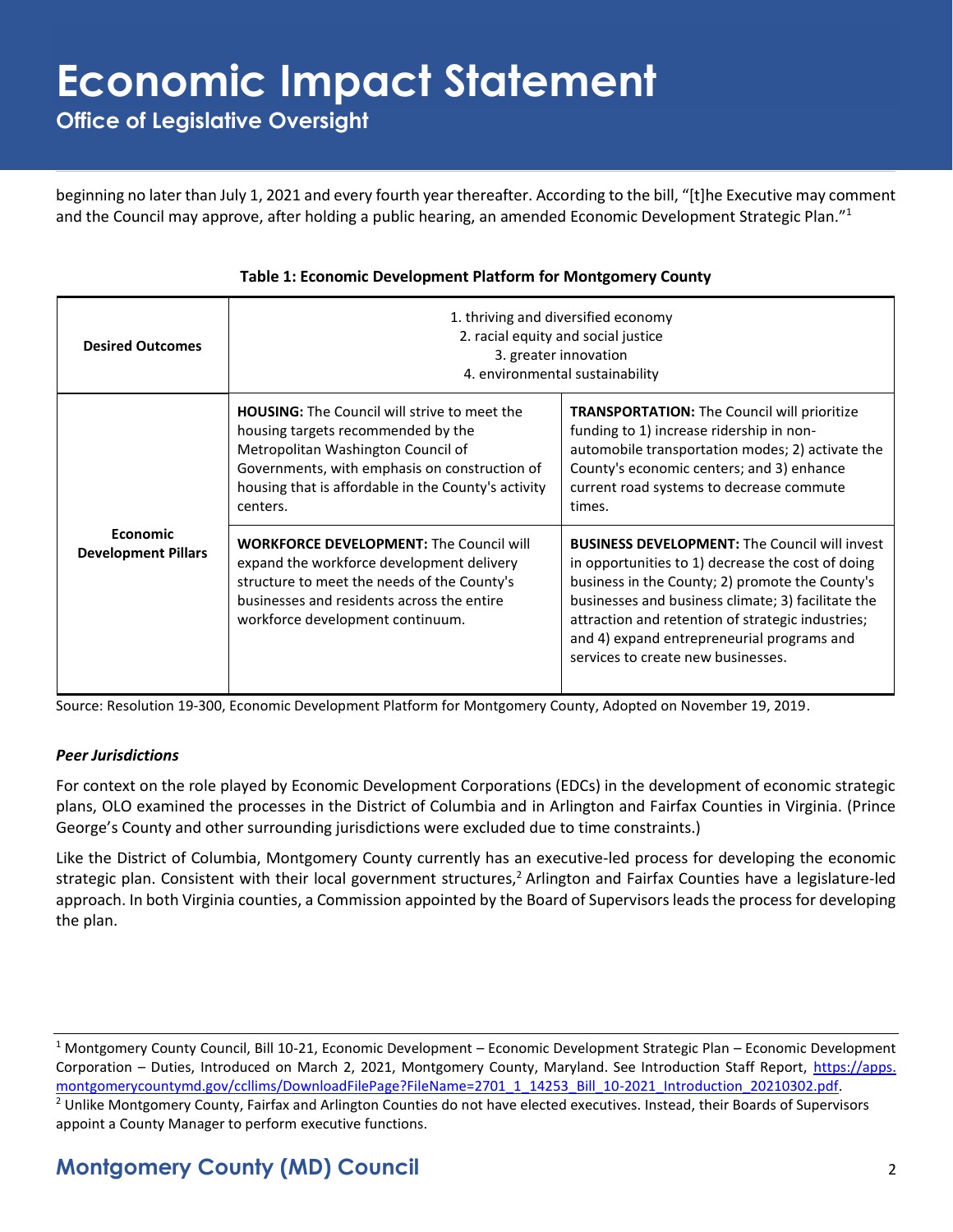beginning no later than July 1, 2021 and every fourth year thereafter. According to the bill, "[t]he Executive may comment and the Council may approve, after holding a public hearing, an amended Economic Development Strategic Plan."[1]

**Table 1: Economic Development Platform for Montgomery County**

| | | |
|---|---|---|
| **Desired Outcomes** | 1. thriving and diversified economy<br>2. racial equity and social justice<br>3. greater innovation<br>4. environmental sustainability | |
| **Economic Development Pillars** | **HOUSING:** The Council will strive to meet the housing targets recommended by the Metropolitan Washington Council of Governments, with emphasis on construction of housing that is affordable in the County's activity centers. | **TRANSPORTATION:** The Council will prioritize funding to 1) increase ridership in non-automobile transportation modes; 2) activate the County's economic centers; and 3) enhance current road systems to decrease commute times. |
| | **WORKFORCE DEVELOPMENT:** The Council will expand the workforce development delivery structure to meet the needs of the County's businesses and residents across the entire workforce development continuum. | **BUSINESS DEVELOPMENT:** The Council will invest in opportunities to 1) decrease the cost of doing business in the County; 2) promote the County's businesses and business climate; 3) facilitate the attraction and retention of strategic industries; and 4) expand entrepreneurial programs and services to create new businesses. |

Source: Resolution 19-300, Economic Development Platform for Montgomery County, Adopted on November 19, 2019.

***Peer Jurisdictions***

For context on the role played by Economic Development Corporations (EDCs) in the development of economic strategic plans, OLO examined the processes in the District of Columbia and in Arlington and Fairfax Counties in Virginia. (Prince George's County and other surrounding jurisdictions were excluded due to time constraints.)

Like the District of Columbia, Montgomery County currently has an executive-led process for developing the economic strategic plan. Consistent with their local government structures,[2] Arlington and Fairfax Counties have a legislature-led approach. In both Virginia counties, a Commission appointed by the Board of Supervisors leads the process for developing the plan.

---

[1] Montgomery County Council, Bill 10-21, Economic Development – Economic Development Strategic Plan – Economic Development Corporation – Duties, Introduced on March 2, 2021, Montgomery County, Maryland. See Introduction Staff Report, https://apps.montgomerycountymd.gov/ccllims/DownloadFilePage?FileName=2701_1_14253_Bill_10-2021_Introduction_20210302.pdf.

[2] Unlike Montgomery County, Fairfax and Arlington Counties do not have elected executives. Instead, their Boards of Supervisors appoint a County Manager to perform executive functions.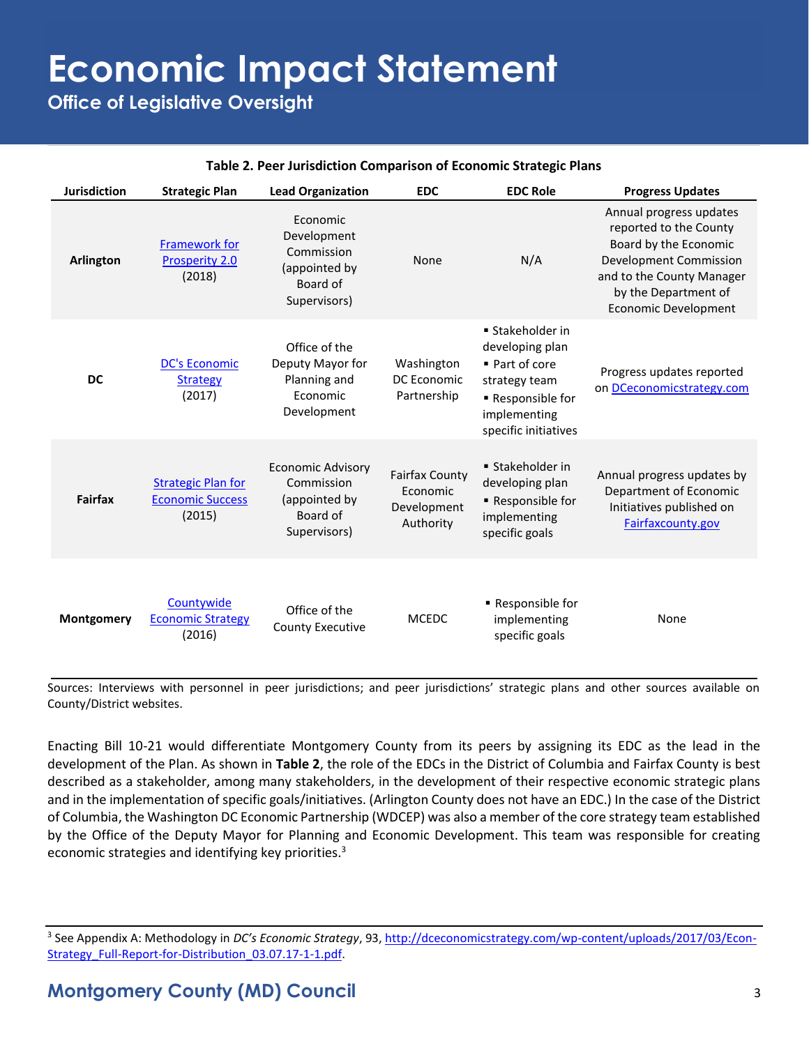**Table 2. Peer Jurisdiction Comparison of Economic Strategic Plans**

| Jurisdiction | Strategic Plan | Lead Organization | EDC | EDC Role | Progress Updates |
|---|---|---|---|---|---|
| **Arlington** | Framework for Prosperity 2.0 (2018) | Economic Development Commission (appointed by Board of Supervisors) | None | N/A | Annual progress updates reported to the County Board by the Economic Development Commission and to the County Manager by the Department of Economic Development |
| **DC** | DC's Economic Strategy (2017) | Office of the Deputy Mayor for Planning and Economic Development | Washington DC Economic Partnership | ▪ Stakeholder in developing plan ▪ Part of core strategy team ▪ Responsible for implementing specific initiatives | Progress updates reported on DCeconomicstrategy.com |
| **Fairfax** | Strategic Plan for Economic Success (2015) | Economic Advisory Commission (appointed by Board of Supervisors) | Fairfax County Economic Development Authority | ▪ Stakeholder in developing plan ▪ Responsible for implementing specific goals | Annual progress updates by Department of Economic Initiatives published on Fairfaxcounty.gov |
| **Montgomery** | Countywide Economic Strategy (2016) | Office of the County Executive | MCEDC | ▪ Responsible for implementing specific goals | None |

Sources: Interviews with personnel in peer jurisdictions; and peer jurisdictions' strategic plans and other sources available on County/District websites.

Enacting Bill 10-21 would differentiate Montgomery County from its peers by assigning its EDC as the lead in the development of the Plan. As shown in **Table 2**, the role of the EDCs in the District of Columbia and Fairfax County is best described as a stakeholder, among many stakeholders, in the development of their respective economic strategic plans and in the implementation of specific goals/initiatives. (Arlington County does not have an EDC.) In the case of the District of Columbia, the Washington DC Economic Partnership (WDCEP) was also a member of the core strategy team established by the Office of the Deputy Mayor for Planning and Economic Development. This team was responsible for creating economic strategies and identifying key priorities.[3]

---

[3] See Appendix A: Methodology in *DC's Economic Strategy*, 93, http://dceconomicstrategy.com/wp-content/uploads/2017/03/Econ-Strategy_Full-Report-for-Distribution_03.07.17-1-1.pdf.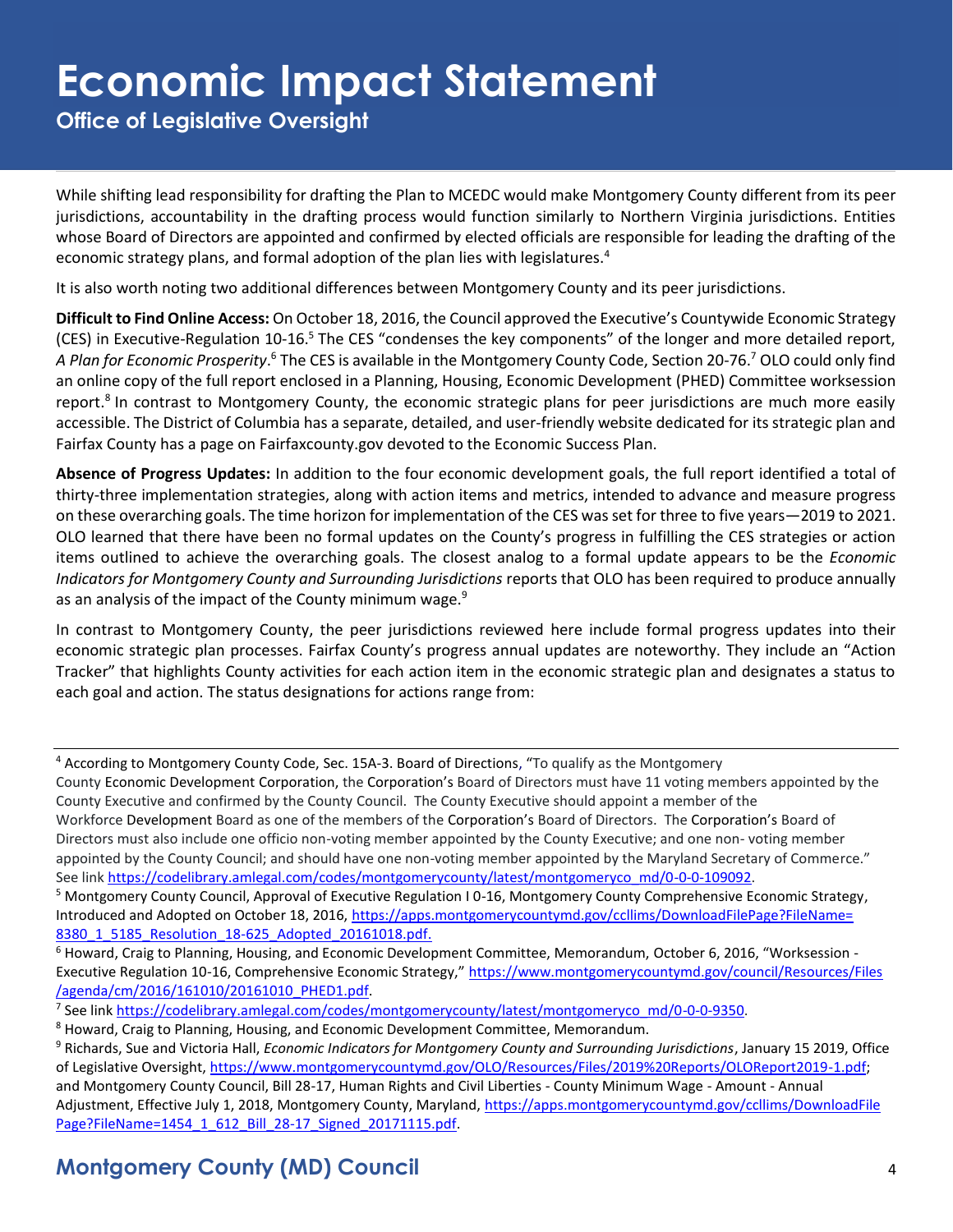While shifting lead responsibility for drafting the Plan to MCEDC would make Montgomery County different from its peer jurisdictions, accountability in the drafting process would function similarly to Northern Virginia jurisdictions. Entities whose Board of Directors are appointed and confirmed by elected officials are responsible for leading the drafting of the economic strategy plans, and formal adoption of the plan lies with legislatures.[4]

It is also worth noting two additional differences between Montgomery County and its peer jurisdictions.

**Difficult to Find Online Access:** On October 18, 2016, the Council approved the Executive's Countywide Economic Strategy (CES) in Executive-Regulation 10-16.[5] The CES "condenses the key components" of the longer and more detailed report, *A Plan for Economic Prosperity*.[6] The CES is available in the Montgomery County Code, Section 20-76.[7] OLO could only find an online copy of the full report enclosed in a Planning, Housing, Economic Development (PHED) Committee worksession report.[8] In contrast to Montgomery County, the economic strategic plans for peer jurisdictions are much more easily accessible. The District of Columbia has a separate, detailed, and user-friendly website dedicated for its strategic plan and Fairfax County has a page on Fairfaxcounty.gov devoted to the Economic Success Plan.

**Absence of Progress Updates:** In addition to the four economic development goals, the full report identified a total of thirty-three implementation strategies, along with action items and metrics, intended to advance and measure progress on these overarching goals. The time horizon for implementation of the CES was set for three to five years—2019 to 2021. OLO learned that there have been no formal updates on the County's progress in fulfilling the CES strategies or action items outlined to achieve the overarching goals. The closest analog to a formal update appears to be the *Economic Indicators for Montgomery County and Surrounding Jurisdictions* reports that OLO has been required to produce annually as an analysis of the impact of the County minimum wage.[9]

In contrast to Montgomery County, the peer jurisdictions reviewed here include formal progress updates into their economic strategic plan processes. Fairfax County's progress annual updates are noteworthy. They include an "Action Tracker" that highlights County activities for each action item in the economic strategic plan and designates a status to each goal and action. The status designations for actions range from:

---

[4] According to Montgomery County Code, Sec. 15A-3. Board of Directions, "To qualify as the Montgomery County Economic Development Corporation, the Corporation's Board of Directors must have 11 voting members appointed by the County Executive and confirmed by the County Council. The County Executive should appoint a member of the Workforce Development Board as one of the members of the Corporation's Board of Directors. The Corporation's Board of Directors must also include one officio non-voting member appointed by the County Executive; and one non- voting member appointed by the County Council; and should have one non-voting member appointed by the Maryland Secretary of Commerce." See link https://codelibrary.amlegal.com/codes/montgomerycounty/latest/montgomeryco_md/0-0-0-109092.

[5] Montgomery County Council, Approval of Executive Regulation I 0-16, Montgomery County Comprehensive Economic Strategy, Introduced and Adopted on October 18, 2016, https://apps.montgomerycountymd.gov/ccllims/DownloadFilePage?FileName=8380_1_5185_Resolution_18-625_Adopted_20161018.pdf.

[6] Howard, Craig to Planning, Housing, and Economic Development Committee, Memorandum, October 6, 2016, "Worksession - Executive Regulation 10-16, Comprehensive Economic Strategy," https://www.montgomerycountymd.gov/council/Resources/Files/agenda/cm/2016/161010/20161010_PHED1.pdf.

[7] See link https://codelibrary.amlegal.com/codes/montgomerycounty/latest/montgomeryco_md/0-0-0-9350.

[8] Howard, Craig to Planning, Housing, and Economic Development Committee, Memorandum.

[9] Richards, Sue and Victoria Hall, *Economic Indicators for Montgomery County and Surrounding Jurisdictions*, January 15 2019, Office of Legislative Oversight, https://www.montgomerycountymd.gov/OLO/Resources/Files/2019%20Reports/OLOReport2019-1.pdf; and Montgomery County Council, Bill 28-17, Human Rights and Civil Liberties - County Minimum Wage - Amount - Annual Adjustment, Effective July 1, 2018, Montgomery County, Maryland, https://apps.montgomerycountymd.gov/ccllims/DownloadFilePage?FileName=1454_1_612_Bill_28-17_Signed_20171115.pdf.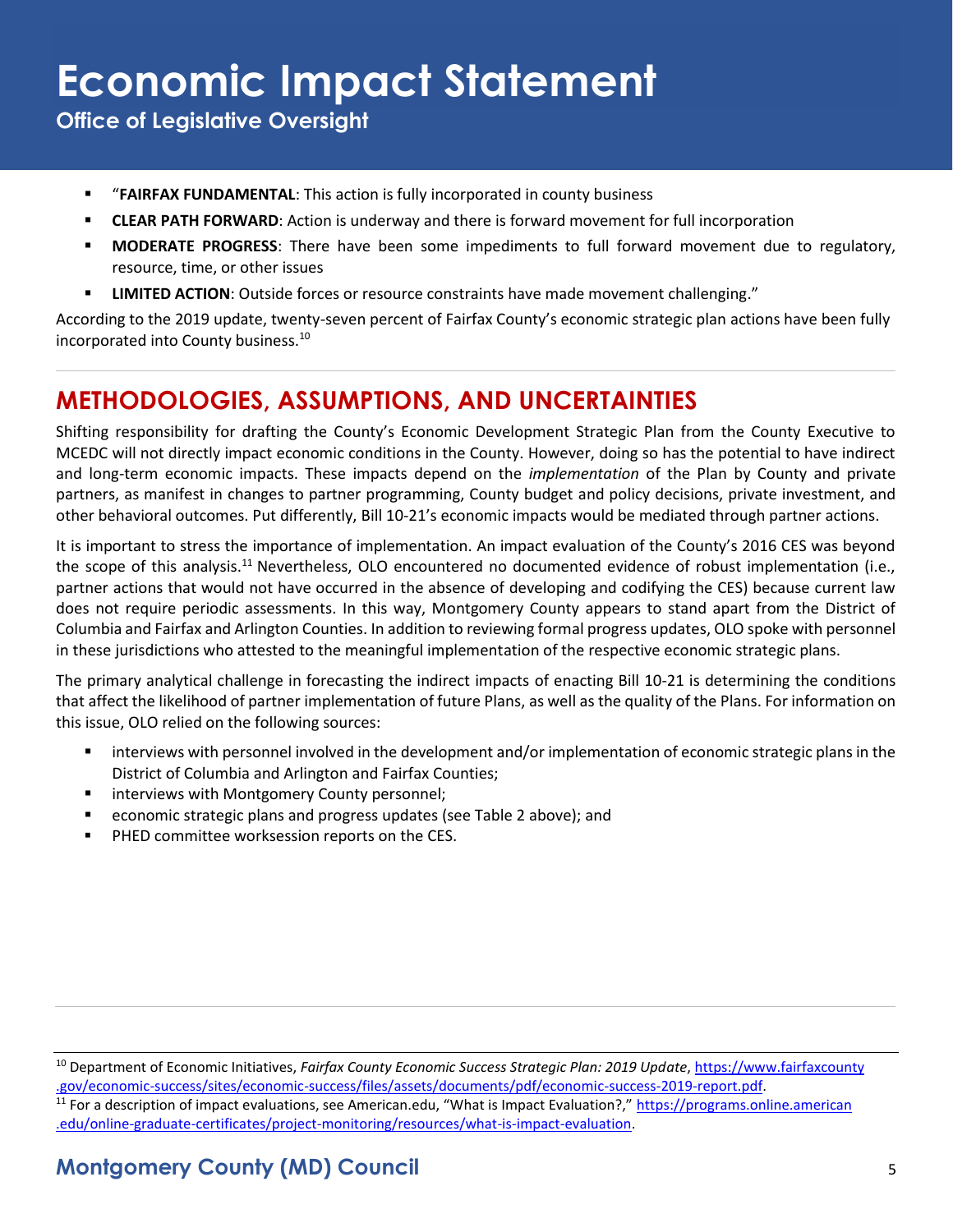- "**FAIRFAX FUNDAMENTAL**: This action is fully incorporated in county business
- **CLEAR PATH FORWARD**: Action is underway and there is forward movement for full incorporation
- **MODERATE PROGRESS**: There have been some impediments to full forward movement due to regulatory, resource, time, or other issues
- **LIMITED ACTION**: Outside forces or resource constraints have made movement challenging."

According to the 2019 update, twenty-seven percent of Fairfax County's economic strategic plan actions have been fully incorporated into County business.[10]

## METHODOLOGIES, ASSUMPTIONS, AND UNCERTAINTIES

Shifting responsibility for drafting the County's Economic Development Strategic Plan from the County Executive to MCEDC will not directly impact economic conditions in the County. However, doing so has the potential to have indirect and long-term economic impacts. These impacts depend on the *implementation* of the Plan by County and private partners, as manifest in changes to partner programming, County budget and policy decisions, private investment, and other behavioral outcomes. Put differently, Bill 10-21's economic impacts would be mediated through partner actions.

It is important to stress the importance of implementation. An impact evaluation of the County's 2016 CES was beyond the scope of this analysis.[11] Nevertheless, OLO encountered no documented evidence of robust implementation (i.e., partner actions that would not have occurred in the absence of developing and codifying the CES) because current law does not require periodic assessments. In this way, Montgomery County appears to stand apart from the District of Columbia and Fairfax and Arlington Counties. In addition to reviewing formal progress updates, OLO spoke with personnel in these jurisdictions who attested to the meaningful implementation of the respective economic strategic plans.

The primary analytical challenge in forecasting the indirect impacts of enacting Bill 10-21 is determining the conditions that affect the likelihood of partner implementation of future Plans, as well as the quality of the Plans. For information on this issue, OLO relied on the following sources:

- interviews with personnel involved in the development and/or implementation of economic strategic plans in the District of Columbia and Arlington and Fairfax Counties;
- interviews with Montgomery County personnel;
- economic strategic plans and progress updates (see Table 2 above); and
- PHED committee worksession reports on the CES.

---

[10] Department of Economic Initiatives, *Fairfax County Economic Success Strategic Plan: 2019 Update*, https://www.fairfaxcounty.gov/economic-success/sites/economic-success/files/assets/documents/pdf/economic-success-2019-report.pdf.

[11] For a description of impact evaluations, see American.edu, "What is Impact Evaluation?," https://programs.online.american.edu/online-graduate-certificates/project-monitoring/resources/what-is-impact-evaluation.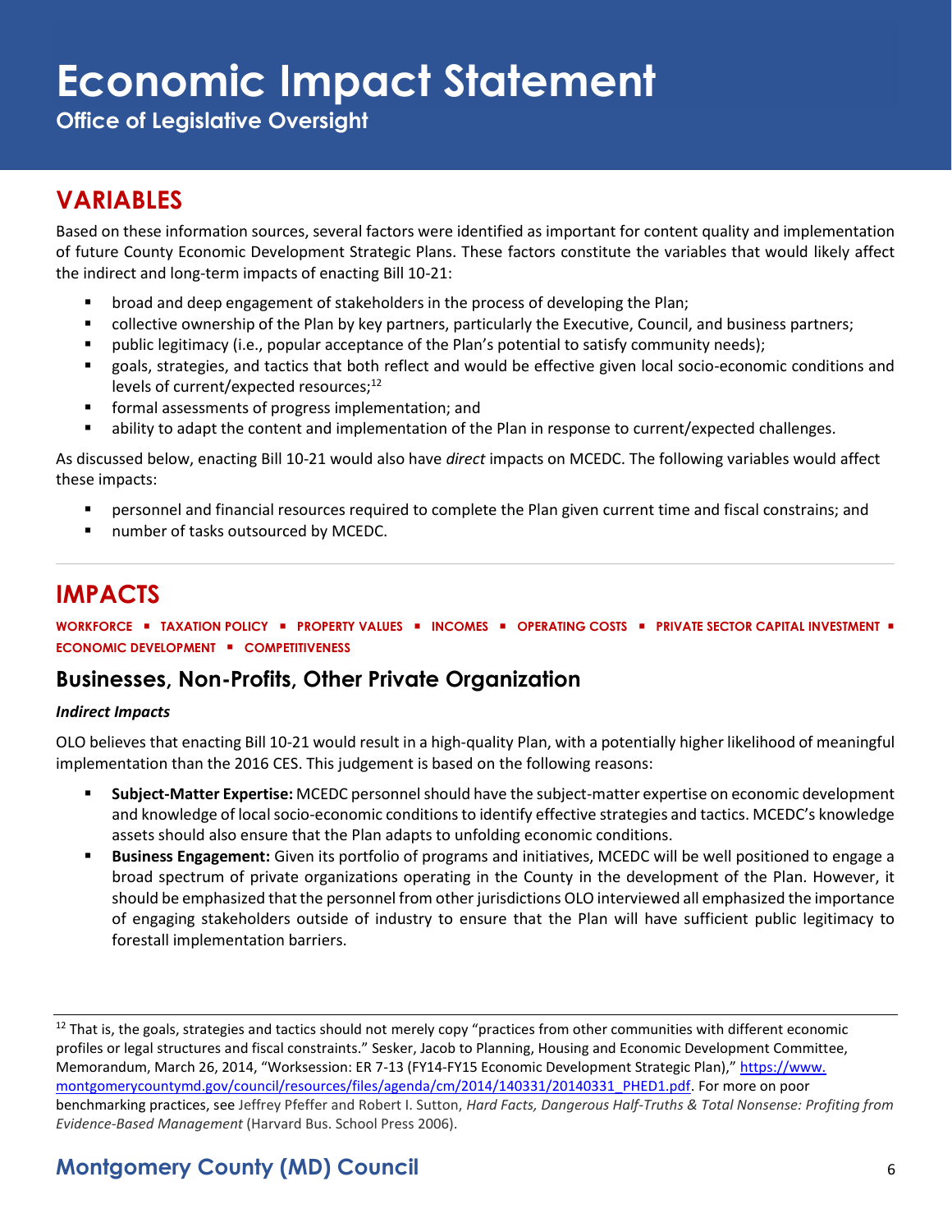## VARIABLES

Based on these information sources, several factors were identified as important for content quality and implementation of future County Economic Development Strategic Plans. These factors constitute the variables that would likely affect the indirect and long-term impacts of enacting Bill 10-21:

- broad and deep engagement of stakeholders in the process of developing the Plan;
- collective ownership of the Plan by key partners, particularly the Executive, Council, and business partners;
- public legitimacy (i.e., popular acceptance of the Plan's potential to satisfy community needs);
- goals, strategies, and tactics that both reflect and would be effective given local socio-economic conditions and levels of current/expected resources;[12]
- formal assessments of progress implementation; and
- ability to adapt the content and implementation of the Plan in response to current/expected challenges.

As discussed below, enacting Bill 10-21 would also have *direct* impacts on MCEDC. The following variables would affect these impacts:

- personnel and financial resources required to complete the Plan given current time and fiscal constrains; and
- number of tasks outsourced by MCEDC.

---

## IMPACTS

**WORKFORCE ▪ TAXATION POLICY ▪ PROPERTY VALUES ▪ INCOMES ▪ OPERATING COSTS ▪ PRIVATE SECTOR CAPITAL INVESTMENT ▪ ECONOMIC DEVELOPMENT ▪ COMPETITIVENESS**

### Businesses, Non-Profits, Other Private Organization

***Indirect Impacts***

OLO believes that enacting Bill 10-21 would result in a high-quality Plan, with a potentially higher likelihood of meaningful implementation than the 2016 CES. This judgement is based on the following reasons:

- **Subject-Matter Expertise:** MCEDC personnel should have the subject-matter expertise on economic development and knowledge of local socio-economic conditions to identify effective strategies and tactics. MCEDC's knowledge assets should also ensure that the Plan adapts to unfolding economic conditions.
- **Business Engagement:** Given its portfolio of programs and initiatives, MCEDC will be well positioned to engage a broad spectrum of private organizations operating in the County in the development of the Plan. However, it should be emphasized that the personnel from other jurisdictions OLO interviewed all emphasized the importance of engaging stakeholders outside of industry to ensure that the Plan will have sufficient public legitimacy to forestall implementation barriers.

---

[12] That is, the goals, strategies and tactics should not merely copy "practices from other communities with different economic profiles or legal structures and fiscal constraints." Sesker, Jacob to Planning, Housing and Economic Development Committee, Memorandum, March 26, 2014, "Worksession: ER 7-13 (FY14-FY15 Economic Development Strategic Plan)," https://www.montgomerycountymd.gov/council/resources/files/agenda/cm/2014/140331/20140331_PHED1.pdf. For more on poor benchmarking practices, see Jeffrey Pfeffer and Robert I. Sutton, *Hard Facts, Dangerous Half-Truths & Total Nonsense: Profiting from Evidence-Based Management* (Harvard Bus. School Press 2006).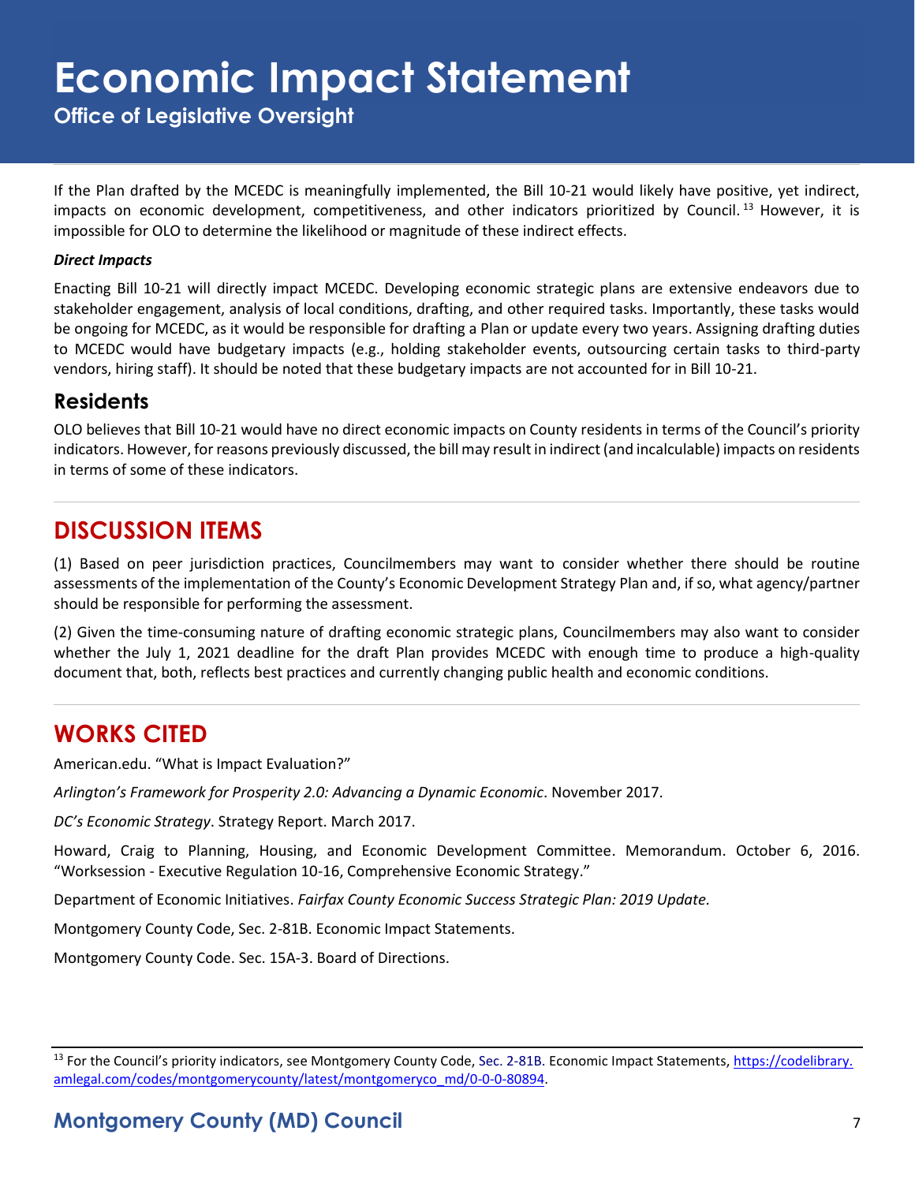If the Plan drafted by the MCEDC is meaningfully implemented, the Bill 10-21 would likely have positive, yet indirect, impacts on economic development, competitiveness, and other indicators prioritized by Council.[13] However, it is impossible for OLO to determine the likelihood or magnitude of these indirect effects.

***Direct Impacts***

Enacting Bill 10-21 will directly impact MCEDC. Developing economic strategic plans are extensive endeavors due to stakeholder engagement, analysis of local conditions, drafting, and other required tasks. Importantly, these tasks would be ongoing for MCEDC, as it would be responsible for drafting a Plan or update every two years. Assigning drafting duties to MCEDC would have budgetary impacts (e.g., holding stakeholder events, outsourcing certain tasks to third-party vendors, hiring staff). It should be noted that these budgetary impacts are not accounted for in Bill 10-21.

### Residents

OLO believes that Bill 10-21 would have no direct economic impacts on County residents in terms of the Council's priority indicators. However, for reasons previously discussed, the bill may result in indirect (and incalculable) impacts on residents in terms of some of these indicators.

## DISCUSSION ITEMS

(1) Based on peer jurisdiction practices, Councilmembers may want to consider whether there should be routine assessments of the implementation of the County's Economic Development Strategy Plan and, if so, what agency/partner should be responsible for performing the assessment.

(2) Given the time-consuming nature of drafting economic strategic plans, Councilmembers may also want to consider whether the July 1, 2021 deadline for the draft Plan provides MCEDC with enough time to produce a high-quality document that, both, reflects best practices and currently changing public health and economic conditions.

## WORKS CITED

American.edu. "What is Impact Evaluation?"

*Arlington's Framework for Prosperity 2.0: Advancing a Dynamic Economic*. November 2017.

*DC's Economic Strategy*. Strategy Report. March 2017.

Howard, Craig to Planning, Housing, and Economic Development Committee. Memorandum. October 6, 2016. "Worksession - Executive Regulation 10-16, Comprehensive Economic Strategy."

Department of Economic Initiatives. *Fairfax County Economic Success Strategic Plan: 2019 Update.*

Montgomery County Code, Sec. 2-81B. Economic Impact Statements.

Montgomery County Code. Sec. 15A-3. Board of Directions.

---

[13] For the Council's priority indicators, see Montgomery County Code, Sec. 2-81B. Economic Impact Statements, https://codelibrary.amlegal.com/codes/montgomerycounty/latest/montgomeryco_md/0-0-0-80894.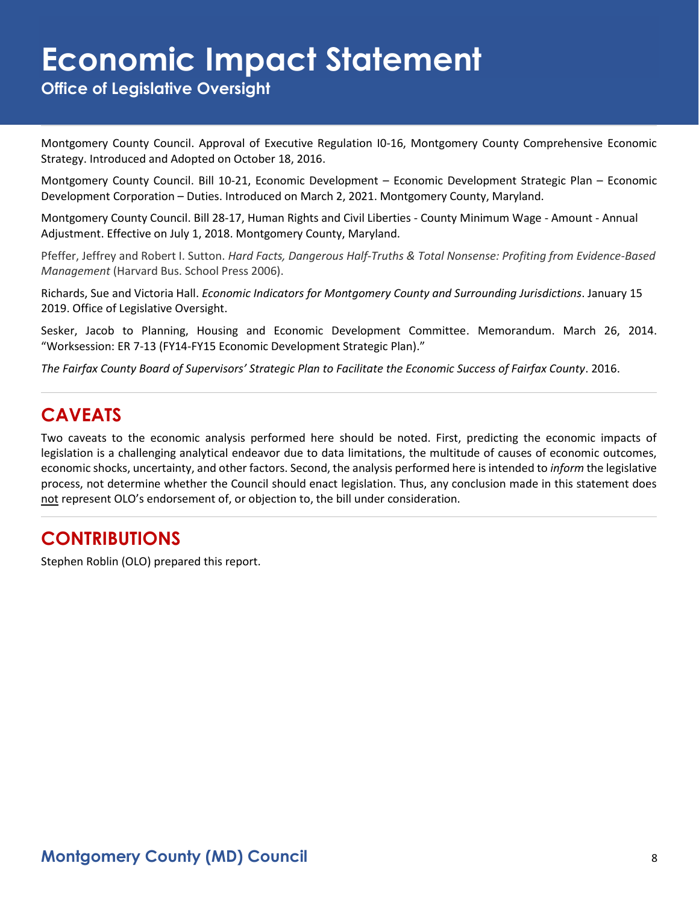Montgomery County Council. Approval of Executive Regulation I0-16, Montgomery County Comprehensive Economic Strategy. Introduced and Adopted on October 18, 2016.

Montgomery County Council. Bill 10-21, Economic Development – Economic Development Strategic Plan – Economic Development Corporation – Duties. Introduced on March 2, 2021. Montgomery County, Maryland.

Montgomery County Council. Bill 28-17, Human Rights and Civil Liberties - County Minimum Wage - Amount - Annual Adjustment. Effective on July 1, 2018. Montgomery County, Maryland.

Pfeffer, Jeffrey and Robert I. Sutton. *Hard Facts, Dangerous Half-Truths & Total Nonsense: Profiting from Evidence-Based Management* (Harvard Bus. School Press 2006).

Richards, Sue and Victoria Hall. *Economic Indicators for Montgomery County and Surrounding Jurisdictions*. January 15 2019. Office of Legislative Oversight.

Sesker, Jacob to Planning, Housing and Economic Development Committee. Memorandum. March 26, 2014. "Worksession: ER 7-13 (FY14-FY15 Economic Development Strategic Plan)."

*The Fairfax County Board of Supervisors' Strategic Plan to Facilitate the Economic Success of Fairfax County*. 2016.

## CAVEATS

Two caveats to the economic analysis performed here should be noted. First, predicting the economic impacts of legislation is a challenging analytical endeavor due to data limitations, the multitude of causes of economic outcomes, economic shocks, uncertainty, and other factors. Second, the analysis performed here is intended to *inform* the legislative process, not determine whether the Council should enact legislation. Thus, any conclusion made in this statement does not represent OLO's endorsement of, or objection to, the bill under consideration.

## CONTRIBUTIONS

Stephen Roblin (OLO) prepared this report.